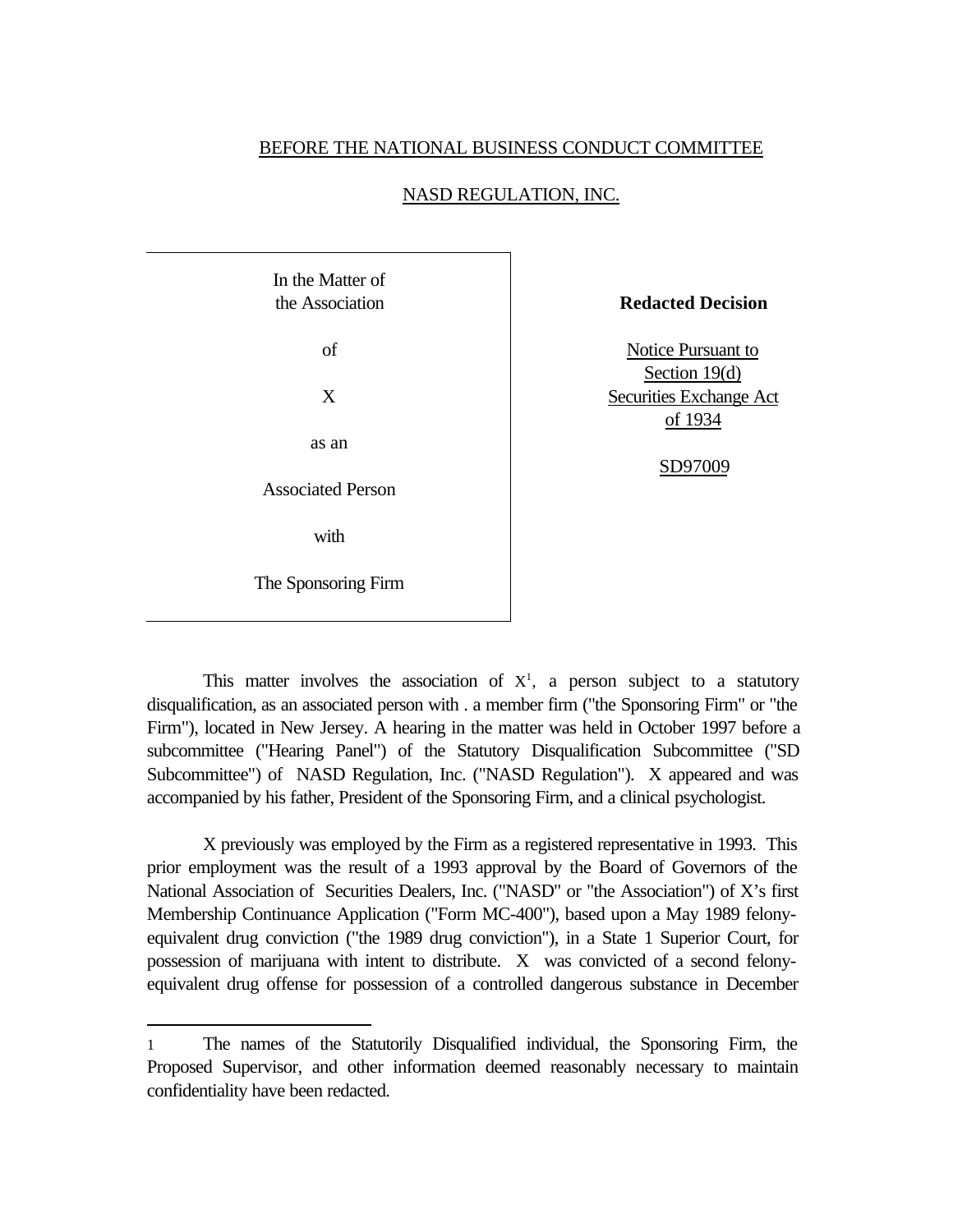BEFORE THE NATIONAL BUSINESS CONDUCT COMMITTEE

NASD REGULATION, INC.

| In the Matter of the Association of X as an Associated Person with The Sponsoring Firm | **Redacted Decision** Notice Pursuant to Section 19(d) Securities Exchange Act of 1934 SD97009 |
|---|---|

This matter involves the association of X[1], a person subject to a statutory disqualification, as an associated person with . a member firm ("the Sponsoring Firm" or "the Firm"), located in New Jersey. A hearing in the matter was held in October 1997 before a subcommittee ("Hearing Panel") of the Statutory Disqualification Subcommittee ("SD Subcommittee") of NASD Regulation, Inc. ("NASD Regulation"). X appeared and was accompanied by his father, President of the Sponsoring Firm, and a clinical psychologist.

X previously was employed by the Firm as a registered representative in 1993. This prior employment was the result of a 1993 approval by the Board of Governors of the National Association of Securities Dealers, Inc. ("NASD" or "the Association") of X's first Membership Continuance Application ("Form MC-400"), based upon a May 1989 felony-equivalent drug conviction ("the 1989 drug conviction"), in a State 1 Superior Court, for possession of marijuana with intent to distribute. X was convicted of a second felony-equivalent drug offense for possession of a controlled dangerous substance in December

---

1 The names of the Statutorily Disqualified individual, the Sponsoring Firm, the Proposed Supervisor, and other information deemed reasonably necessary to maintain confidentiality have been redacted.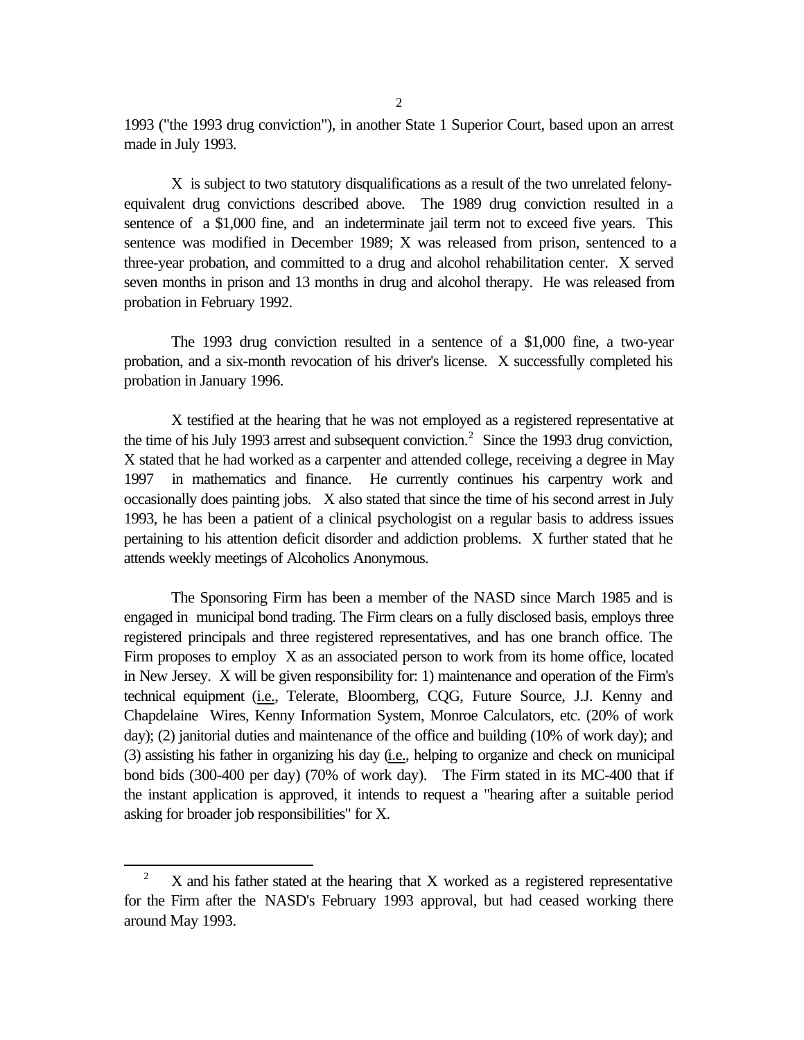1993 ("the 1993 drug conviction"), in another State 1 Superior Court, based upon an arrest made in July 1993.

X is subject to two statutory disqualifications as a result of the two unrelated felony-equivalent drug convictions described above. The 1989 drug conviction resulted in a sentence of a $1,000 fine, and an indeterminate jail term not to exceed five years. This sentence was modified in December 1989; X was released from prison, sentenced to a three-year probation, and committed to a drug and alcohol rehabilitation center. X served seven months in prison and 13 months in drug and alcohol therapy. He was released from probation in February 1992.

The 1993 drug conviction resulted in a sentence of a $1,000 fine, a two-year probation, and a six-month revocation of his driver's license. X successfully completed his probation in January 1996.

X testified at the hearing that he was not employed as a registered representative at the time of his July 1993 arrest and subsequent conviction.[2] Since the 1993 drug conviction, X stated that he had worked as a carpenter and attended college, receiving a degree in May 1997 in mathematics and finance. He currently continues his carpentry work and occasionally does painting jobs. X also stated that since the time of his second arrest in July 1993, he has been a patient of a clinical psychologist on a regular basis to address issues pertaining to his attention deficit disorder and addiction problems. X further stated that he attends weekly meetings of Alcoholics Anonymous.

The Sponsoring Firm has been a member of the NASD since March 1985 and is engaged in municipal bond trading. The Firm clears on a fully disclosed basis, employs three registered principals and three registered representatives, and has one branch office. The Firm proposes to employ X as an associated person to work from its home office, located in New Jersey. X will be given responsibility for: 1) maintenance and operation of the Firm's technical equipment (i.e., Telerate, Bloomberg, CQG, Future Source, J.J. Kenny and Chapdelaine Wires, Kenny Information System, Monroe Calculators, etc. (20% of work day); (2) janitorial duties and maintenance of the office and building (10% of work day); and (3) assisting his father in organizing his day (i.e., helping to organize and check on municipal bond bids (300-400 per day) (70% of work day). The Firm stated in its MC-400 that if the instant application is approved, it intends to request a "hearing after a suitable period asking for broader job responsibilities" for X.

---

[2] X and his father stated at the hearing that X worked as a registered representative for the Firm after the NASD's February 1993 approval, but had ceased working there around May 1993.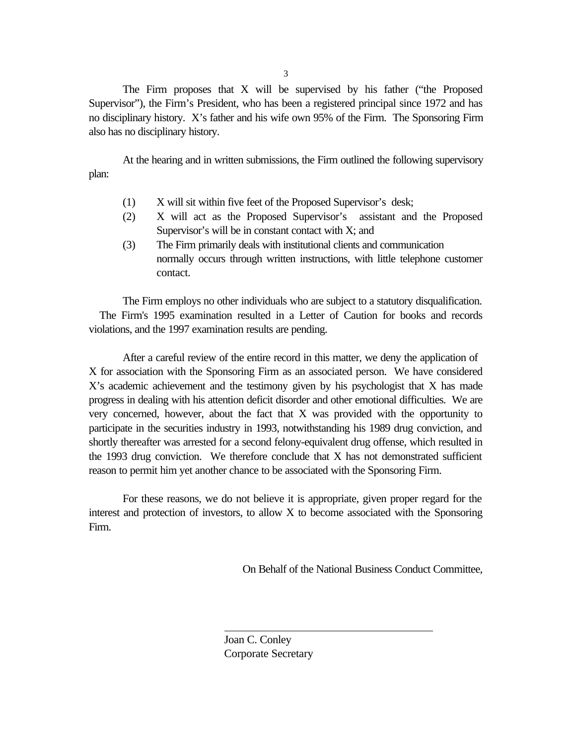The Firm proposes that X will be supervised by his father ("the Proposed Supervisor"), the Firm's President, who has been a registered principal since 1972 and has no disciplinary history. X's father and his wife own 95% of the Firm. The Sponsoring Firm also has no disciplinary history.

At the hearing and in written submissions, the Firm outlined the following supervisory plan:

(1) X will sit within five feet of the Proposed Supervisor's desk;

(2) X will act as the Proposed Supervisor's assistant and the Proposed Supervisor's will be in constant contact with X; and

(3) The Firm primarily deals with institutional clients and communication normally occurs through written instructions, with little telephone customer contact.

The Firm employs no other individuals who are subject to a statutory disqualification. The Firm's 1995 examination resulted in a Letter of Caution for books and records violations, and the 1997 examination results are pending.

After a careful review of the entire record in this matter, we deny the application of X for association with the Sponsoring Firm as an associated person. We have considered X's academic achievement and the testimony given by his psychologist that X has made progress in dealing with his attention deficit disorder and other emotional difficulties. We are very concerned, however, about the fact that X was provided with the opportunity to participate in the securities industry in 1993, notwithstanding his 1989 drug conviction, and shortly thereafter was arrested for a second felony-equivalent drug offense, which resulted in the 1993 drug conviction. We therefore conclude that X has not demonstrated sufficient reason to permit him yet another chance to be associated with the Sponsoring Firm.

For these reasons, we do not believe it is appropriate, given proper regard for the interest and protection of investors, to allow X to become associated with the Sponsoring Firm.

On Behalf of the National Business Conduct Committee,

Joan C. Conley
Corporate Secretary